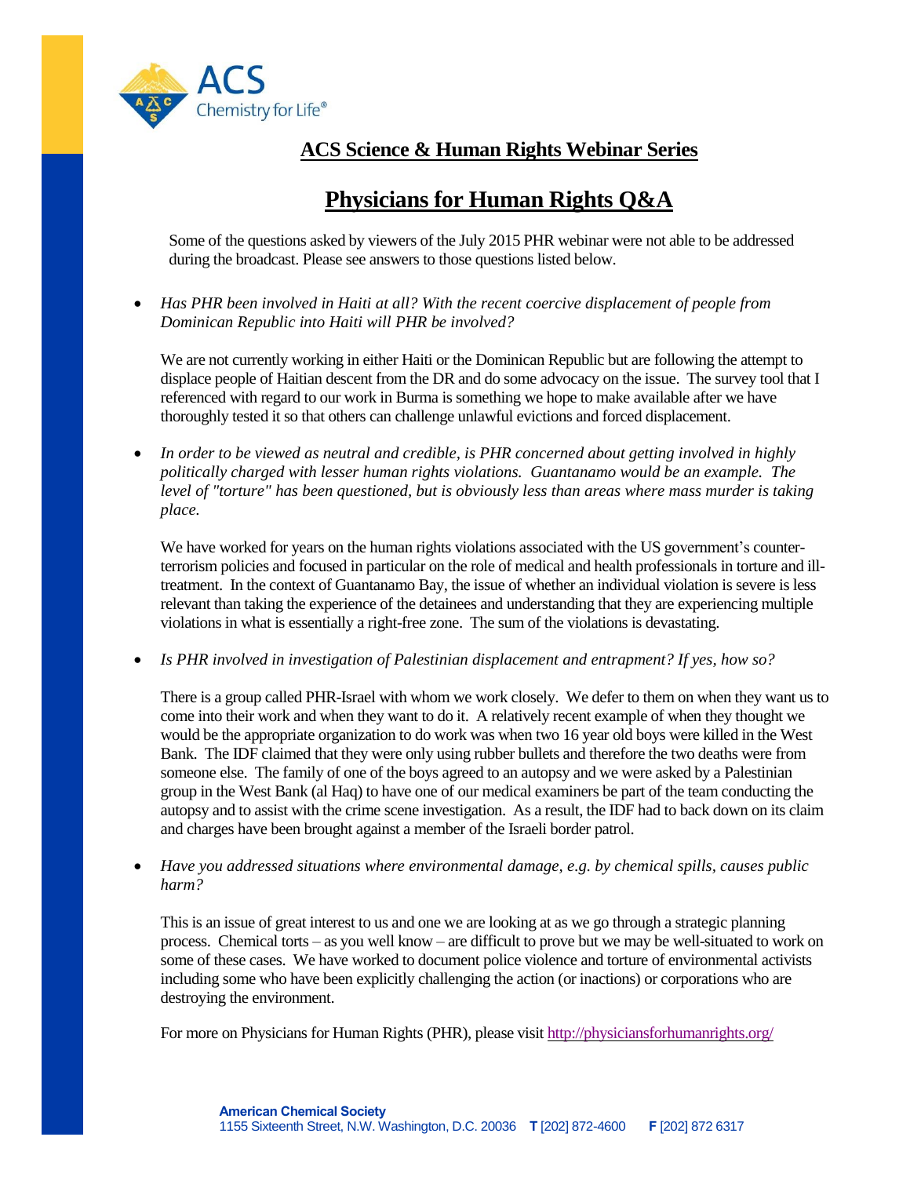## ACS Science & Human Rights Webinar Series

# Physicians for Human Rights Q&A

Some of the questions asked by viewers of the July 2015 PHR webinar were not able to be addressed during the broadcast. Please see answers to those questions listed below.

- *Has PHR been involved in Haiti at all? With the recent coercive displacement of people from Dominican Republic into Haiti will PHR be involved?*

  We are not currently working in either Haiti or the Dominican Republic but are following the attempt to displace people of Haitian descent from the DR and do some advocacy on the issue. The survey tool that I referenced with regard to our work in Burma is something we hope to make available after we have thoroughly tested it so that others can challenge unlawful evictions and forced displacement.

- *In order to be viewed as neutral and credible, is PHR concerned about getting involved in highly politically charged with lesser human rights violations. Guantanamo would be an example. The level of "torture" has been questioned, but is obviously less than areas where mass murder is taking place.*

  We have worked for years on the human rights violations associated with the US government's counter-terrorism policies and focused in particular on the role of medical and health professionals in torture and ill-treatment. In the context of Guantanamo Bay, the issue of whether an individual violation is severe is less relevant than taking the experience of the detainees and understanding that they are experiencing multiple violations in what is essentially a right-free zone. The sum of the violations is devastating.

- *Is PHR involved in investigation of Palestinian displacement and entrapment? If yes, how so?*

  There is a group called PHR-Israel with whom we work closely. We defer to them on when they want us to come into their work and when they want to do it. A relatively recent example of when they thought we would be the appropriate organization to do work was when two 16 year old boys were killed in the West Bank. The IDF claimed that they were only using rubber bullets and therefore the two deaths were from someone else. The family of one of the boys agreed to an autopsy and we were asked by a Palestinian group in the West Bank (al Haq) to have one of our medical examiners be part of the team conducting the autopsy and to assist with the crime scene investigation. As a result, the IDF had to back down on its claim and charges have been brought against a member of the Israeli border patrol.

- *Have you addressed situations where environmental damage, e.g. by chemical spills, causes public harm?*

  This is an issue of great interest to us and one we are looking at as we go through a strategic planning process. Chemical torts – as you well know – are difficult to prove but we may be well-situated to work on some of these cases. We have worked to document police violence and torture of environmental activists including some who have been explicitly challenging the action (or inactions) or corporations who are destroying the environment.

For more on Physicians for Human Rights (PHR), please visit http://physiciansforhumanrights.org/

**American Chemical Society**
1155 Sixteenth Street, N.W. Washington, D.C. 20036 **T** [202] 872-4600 **F** [202] 872 6317